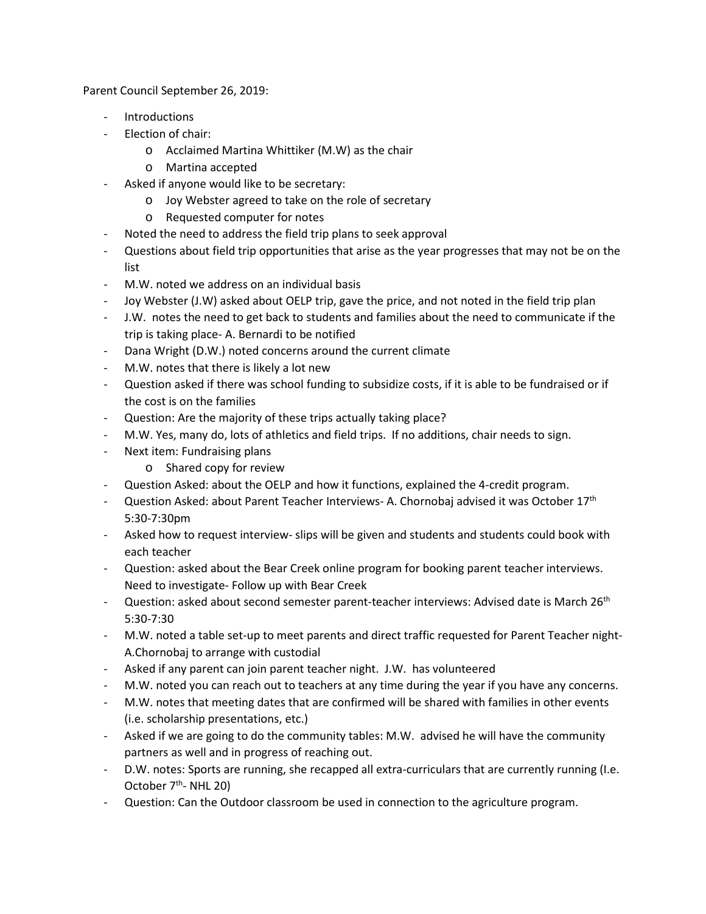Parent Council September 26, 2019:

- Introductions
- Election of chair:
  - Acclaimed Martina Whittiker (M.W) as the chair
  - Martina accepted
- Asked if anyone would like to be secretary:
  - Joy Webster agreed to take on the role of secretary
  - Requested computer for notes
- Noted the need to address the field trip plans to seek approval
- Questions about field trip opportunities that arise as the year progresses that may not be on the list
- M.W. noted we address on an individual basis
- Joy Webster (J.W) asked about OELP trip, gave the price, and not noted in the field trip plan
- J.W. notes the need to get back to students and families about the need to communicate if the trip is taking place- A. Bernardi to be notified
- Dana Wright (D.W.) noted concerns around the current climate
- M.W. notes that there is likely a lot new
- Question asked if there was school funding to subsidize costs, if it is able to be fundraised or if the cost is on the families
- Question: Are the majority of these trips actually taking place?
- M.W. Yes, many do, lots of athletics and field trips. If no additions, chair needs to sign.
- Next item: Fundraising plans
  - Shared copy for review
- Question Asked: about the OELP and how it functions, explained the 4-credit program.
- Question Asked: about Parent Teacher Interviews- A. Chornobaj advised it was October 17th 5:30-7:30pm
- Asked how to request interview- slips will be given and students and students could book with each teacher
- Question: asked about the Bear Creek online program for booking parent teacher interviews. Need to investigate- Follow up with Bear Creek
- Question: asked about second semester parent-teacher interviews: Advised date is March 26th 5:30-7:30
- M.W. noted a table set-up to meet parents and direct traffic requested for Parent Teacher night- A.Chornobaj to arrange with custodial
- Asked if any parent can join parent teacher night. J.W. has volunteered
- M.W. noted you can reach out to teachers at any time during the year if you have any concerns.
- M.W. notes that meeting dates that are confirmed will be shared with families in other events (i.e. scholarship presentations, etc.)
- Asked if we are going to do the community tables: M.W. advised he will have the community partners as well and in progress of reaching out.
- D.W. notes: Sports are running, she recapped all extra-curriculars that are currently running (I.e. October 7th- NHL 20)
- Question: Can the Outdoor classroom be used in connection to the agriculture program.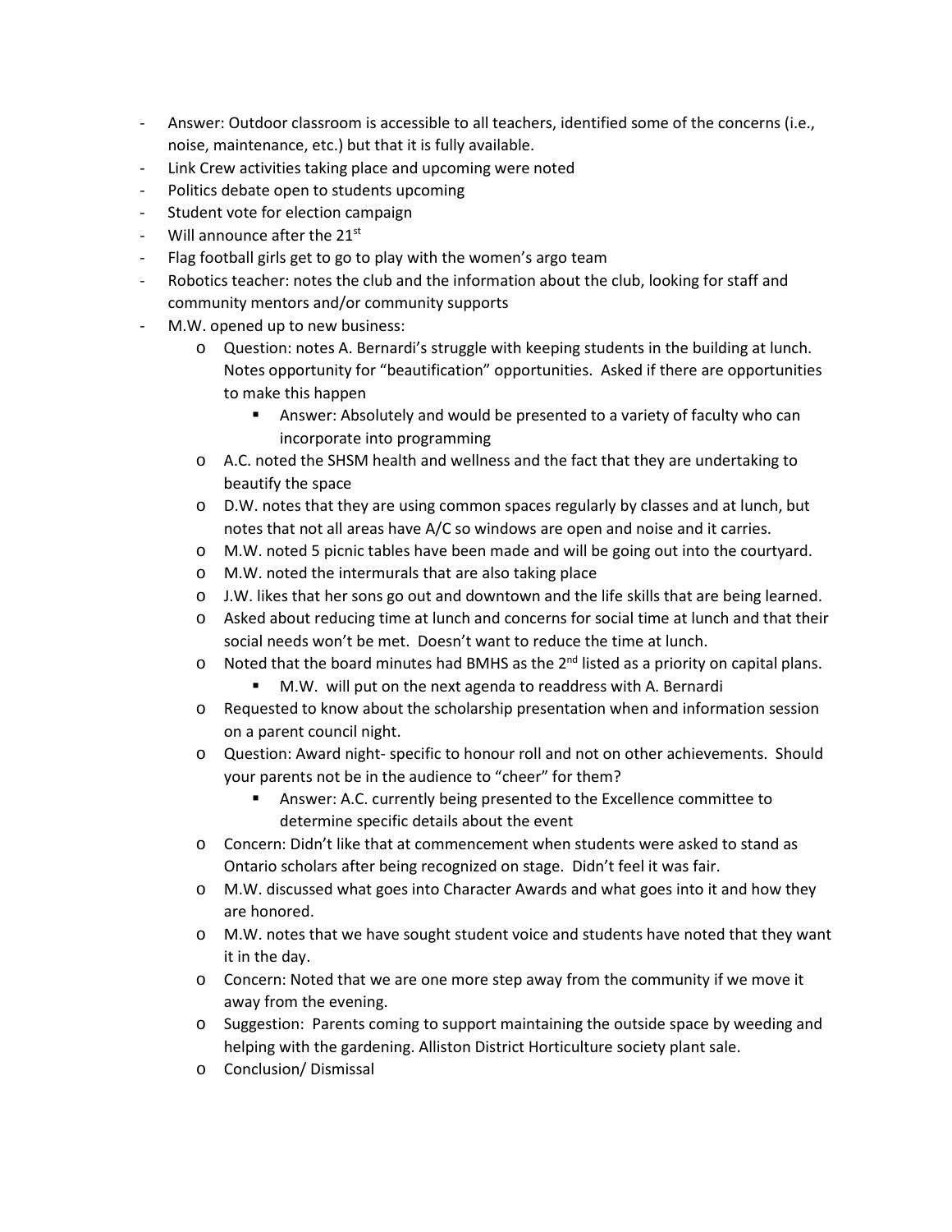- Answer: Outdoor classroom is accessible to all teachers, identified some of the concerns (i.e., noise, maintenance, etc.) but that it is fully available.
- Link Crew activities taking place and upcoming were noted
- Politics debate open to students upcoming
- Student vote for election campaign
- Will announce after the 21st
- Flag football girls get to go to play with the women's argo team
- Robotics teacher: notes the club and the information about the club, looking for staff and community mentors and/or community supports
- M.W. opened up to new business:
  - Question: notes A. Bernardi's struggle with keeping students in the building at lunch. Notes opportunity for "beautification" opportunities. Asked if there are opportunities to make this happen
    - Answer: Absolutely and would be presented to a variety of faculty who can incorporate into programming
  - A.C. noted the SHSM health and wellness and the fact that they are undertaking to beautify the space
  - D.W. notes that they are using common spaces regularly by classes and at lunch, but notes that not all areas have A/C so windows are open and noise and it carries.
  - M.W. noted 5 picnic tables have been made and will be going out into the courtyard.
  - M.W. noted the intermurals that are also taking place
  - J.W. likes that her sons go out and downtown and the life skills that are being learned.
  - Asked about reducing time at lunch and concerns for social time at lunch and that their social needs won't be met. Doesn't want to reduce the time at lunch.
  - Noted that the board minutes had BMHS as the 2nd listed as a priority on capital plans.
    - M.W. will put on the next agenda to readdress with A. Bernardi
  - Requested to know about the scholarship presentation when and information session on a parent council night.
  - Question: Award night- specific to honour roll and not on other achievements. Should your parents not be in the audience to "cheer" for them?
    - Answer: A.C. currently being presented to the Excellence committee to determine specific details about the event
  - Concern: Didn't like that at commencement when students were asked to stand as Ontario scholars after being recognized on stage. Didn't feel it was fair.
  - M.W. discussed what goes into Character Awards and what goes into it and how they are honored.
  - M.W. notes that we have sought student voice and students have noted that they want it in the day.
  - Concern: Noted that we are one more step away from the community if we move it away from the evening.
  - Suggestion: Parents coming to support maintaining the outside space by weeding and helping with the gardening. Alliston District Horticulture society plant sale.
  - Conclusion/ Dismissal